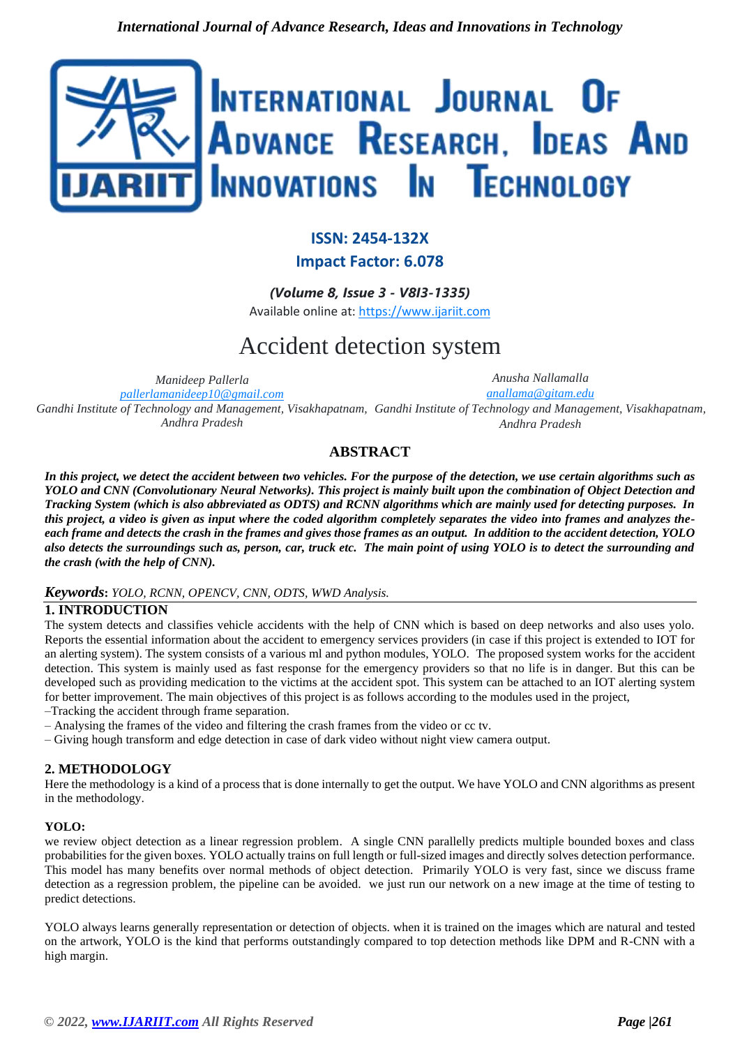ISSN: 2454-132X

Impact Factor: 6.078

*(Volume 8, Issue 3 - V8I3-1335)*

Available online at: https://www.ijariit.com

# Accident detection system

*Manideep Pallerla*
*pallerlamanideep10@gmail.com*
*Gandhi Institute of Technology and Management, Visakhapatnam, Andhra Pradesh*

*Anusha Nallamalla*
*anallama@gitam.edu*
*Gandhi Institute of Technology and Management, Visakhapatnam, Andhra Pradesh*

## ABSTRACT

***In this project, we detect the accident between two vehicles. For the purpose of the detection, we use certain algorithms such as YOLO and CNN (Convolutionary Neural Networks). This project is mainly built upon the combination of Object Detection and Tracking System (which is also abbreviated as ODTS) and RCNN algorithms which are mainly used for detecting purposes. In this project, a video is given as input where the coded algorithm completely separates the video into frames and analyzes the-each frame and detects the crash in the frames and gives those frames as an output. In addition to the accident detection, YOLO also detects the surroundings such as, person, car, truck etc. The main point of using YOLO is to detect the surrounding and the crash (with the help of CNN).***

***Keywords**: YOLO, RCNN, OPENCV, CNN, ODTS, WWD Analysis.*

## 1. INTRODUCTION

The system detects and classifies vehicle accidents with the help of CNN which is based on deep networks and also uses yolo. Reports the essential information about the accident to emergency services providers (in case if this project is extended to IOT for an alerting system). The system consists of a various ml and python modules, YOLO. The proposed system works for the accident detection. This system is mainly used as fast response for the emergency providers so that no life is in danger. But this can be developed such as providing medication to the victims at the accident spot. This system can be attached to an IOT alerting system for better improvement. The main objectives of this project is as follows according to the modules used in the project,

–Tracking the accident through frame separation.

– Analysing the frames of the video and filtering the crash frames from the video or cc tv.

– Giving hough transform and edge detection in case of dark video without night view camera output.

## 2. METHODOLOGY

Here the methodology is a kind of a process that is done internally to get the output. We have YOLO and CNN algorithms as present in the methodology.

### YOLO:

we review object detection as a linear regression problem. A single CNN parallelly predicts multiple bounded boxes and class probabilities for the given boxes. YOLO actually trains on full length or full-sized images and directly solves detection performance. This model has many benefits over normal methods of object detection. Primarily YOLO is very fast, since we discuss frame detection as a regression problem, the pipeline can be avoided. we just run our network on a new image at the time of testing to predict detections.

YOLO always learns generally representation or detection of objects. when it is trained on the images which are natural and tested on the artwork, YOLO is the kind that performs outstandingly compared to top detection methods like DPM and R-CNN with a high margin.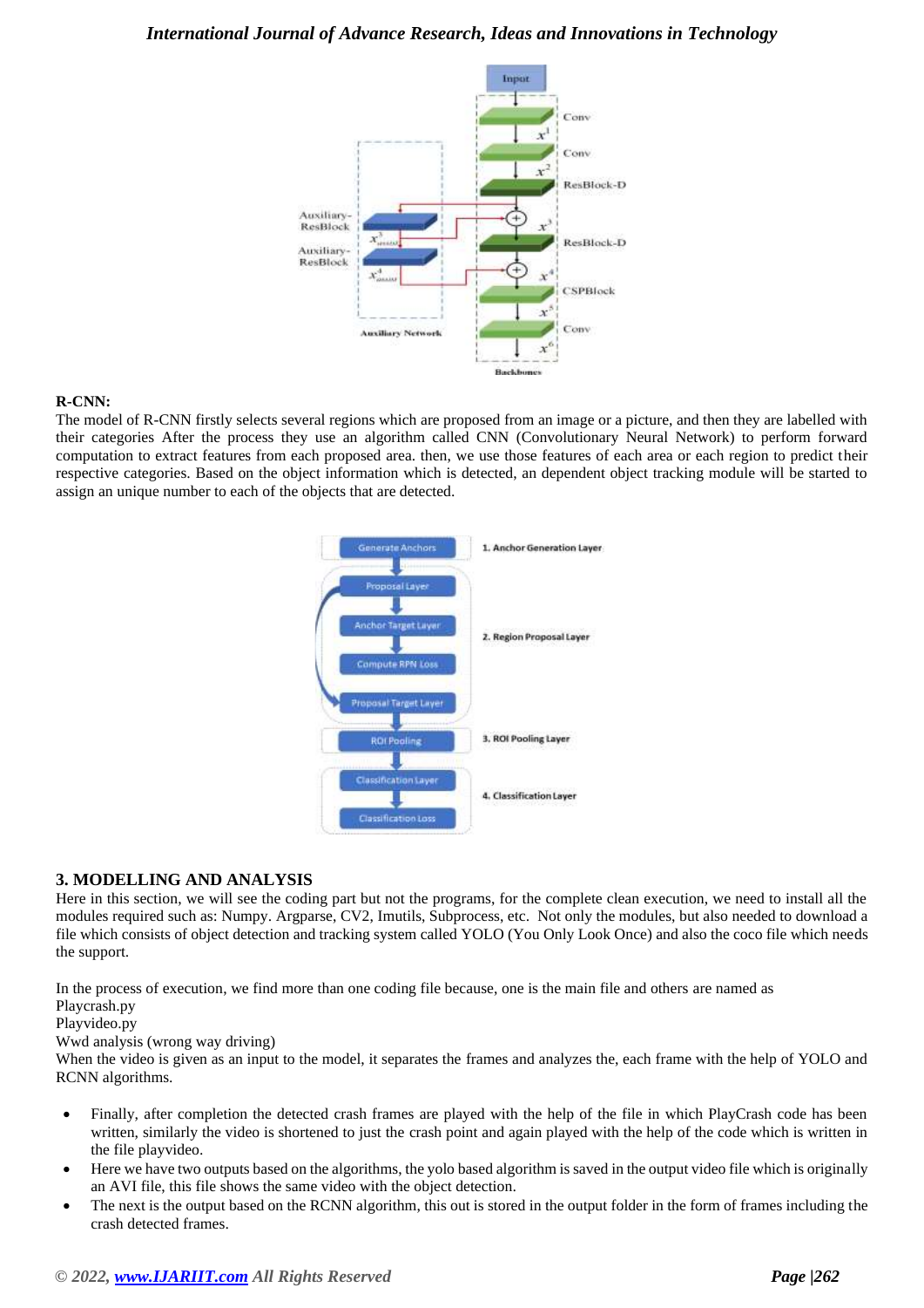**R-CNN:**

The model of R-CNN firstly selects several regions which are proposed from an image or a picture, and then they are labelled with their categories After the process they use an algorithm called CNN (Convolutionary Neural Network) to perform forward computation to extract features from each proposed area. then, we use those features of each area or each region to predict their respective categories. Based on the object information which is detected, an dependent object tracking module will be started to assign an unique number to each of the objects that are detected.

## 3. MODELLING AND ANALYSIS

Here in this section, we will see the coding part but not the programs, for the complete clean execution, we need to install all the modules required such as: Numpy. Argparse, CV2, Imutils, Subprocess, etc. Not only the modules, but also needed to download a file which consists of object detection and tracking system called YOLO (You Only Look Once) and also the coco file which needs the support.

In the process of execution, we find more than one coding file because, one is the main file and others are named as
Playcrash.py
Playvideo.py
Wwd analysis (wrong way driving)
When the video is given as an input to the model, it separates the frames and analyzes the, each frame with the help of YOLO and RCNN algorithms.

- Finally, after completion the detected crash frames are played with the help of the file in which PlayCrash code has been written, similarly the video is shortened to just the crash point and again played with the help of the code which is written in the file playvideo.
- Here we have two outputs based on the algorithms, the yolo based algorithm is saved in the output video file which is originally an AVI file, this file shows the same video with the object detection.
- The next is the output based on the RCNN algorithm, this out is stored in the output folder in the form of frames including the crash detected frames.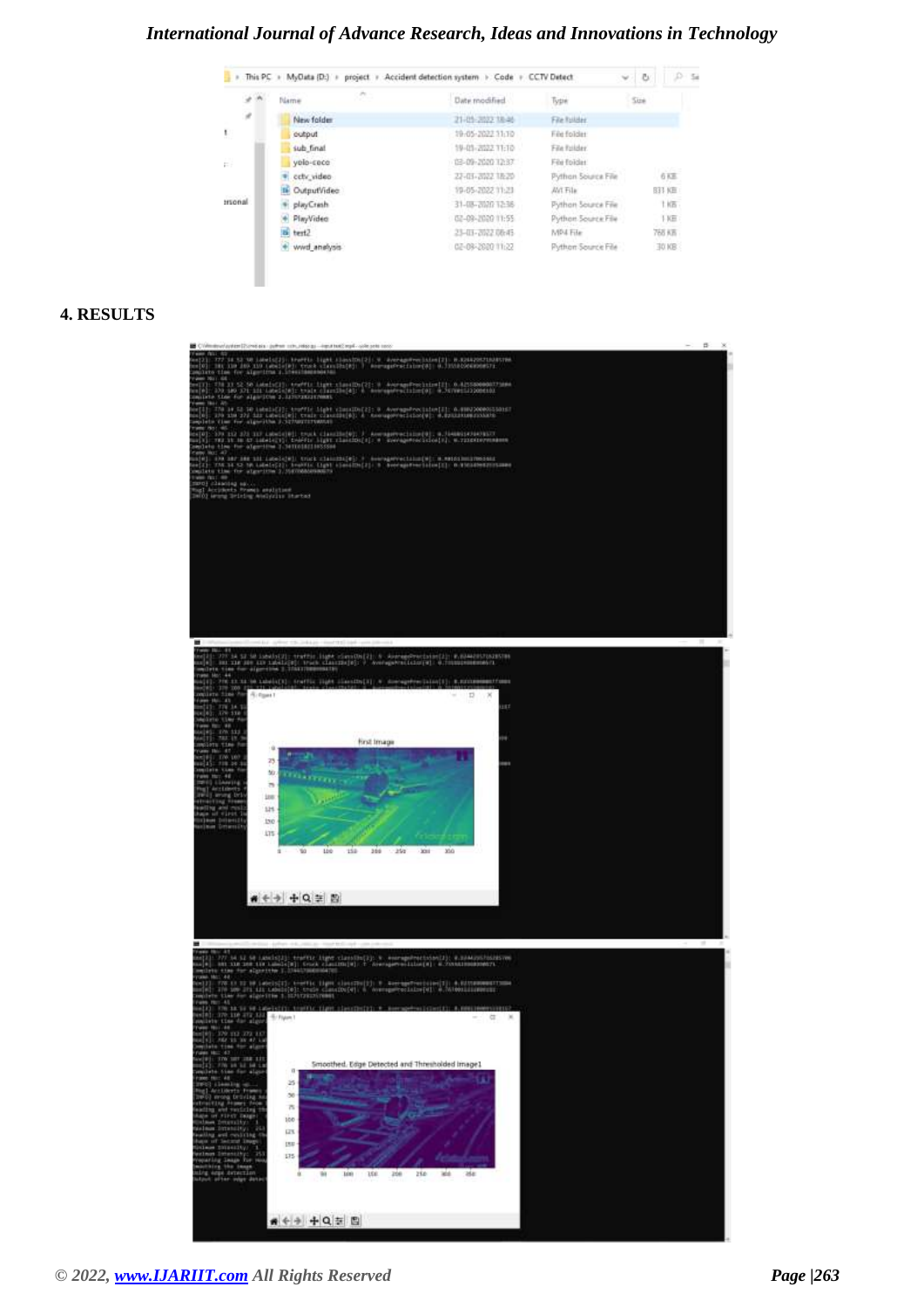## 4. RESULTS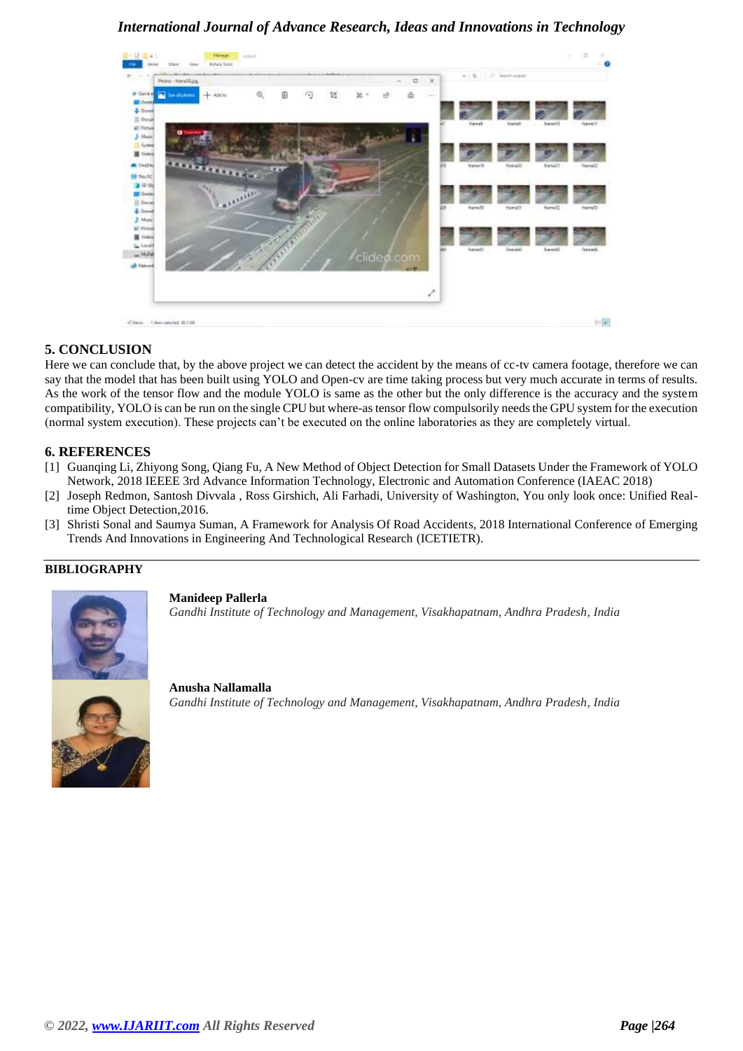## 5. CONCLUSION

Here we can conclude that, by the above project we can detect the accident by the means of cc-tv camera footage, therefore we can say that the model that has been built using YOLO and Open-cv are time taking process but very much accurate in terms of results. As the work of the tensor flow and the module YOLO is same as the other but the only difference is the accuracy and the system compatibility, YOLO is can be run on the single CPU but where-as tensor flow compulsorily needs the GPU system for the execution (normal system execution). These projects can't be executed on the online laboratories as they are completely virtual.

## 6. REFERENCES

[1] Guanqing Li, Zhiyong Song, Qiang Fu, A New Method of Object Detection for Small Datasets Under the Framework of YOLO Network, 2018 IEEEE 3rd Advance Information Technology, Electronic and Automation Conference (IAEAC 2018)

[2] Joseph Redmon, Santosh Divvala , Ross Girshich, Ali Farhadi, University of Washington, You only look once: Unified Real-time Object Detection,2016.

[3] Shristi Sonal and Saumya Suman, A Framework for Analysis Of Road Accidents, 2018 International Conference of Emerging Trends And Innovations in Engineering And Technological Research (ICETIETR).

## BIBLIOGRAPHY

**Manideep Pallerla**
*Gandhi Institute of Technology and Management, Visakhapatnam, Andhra Pradesh, India*

**Anusha Nallamalla**
*Gandhi Institute of Technology and Management, Visakhapatnam, Andhra Pradesh, India*